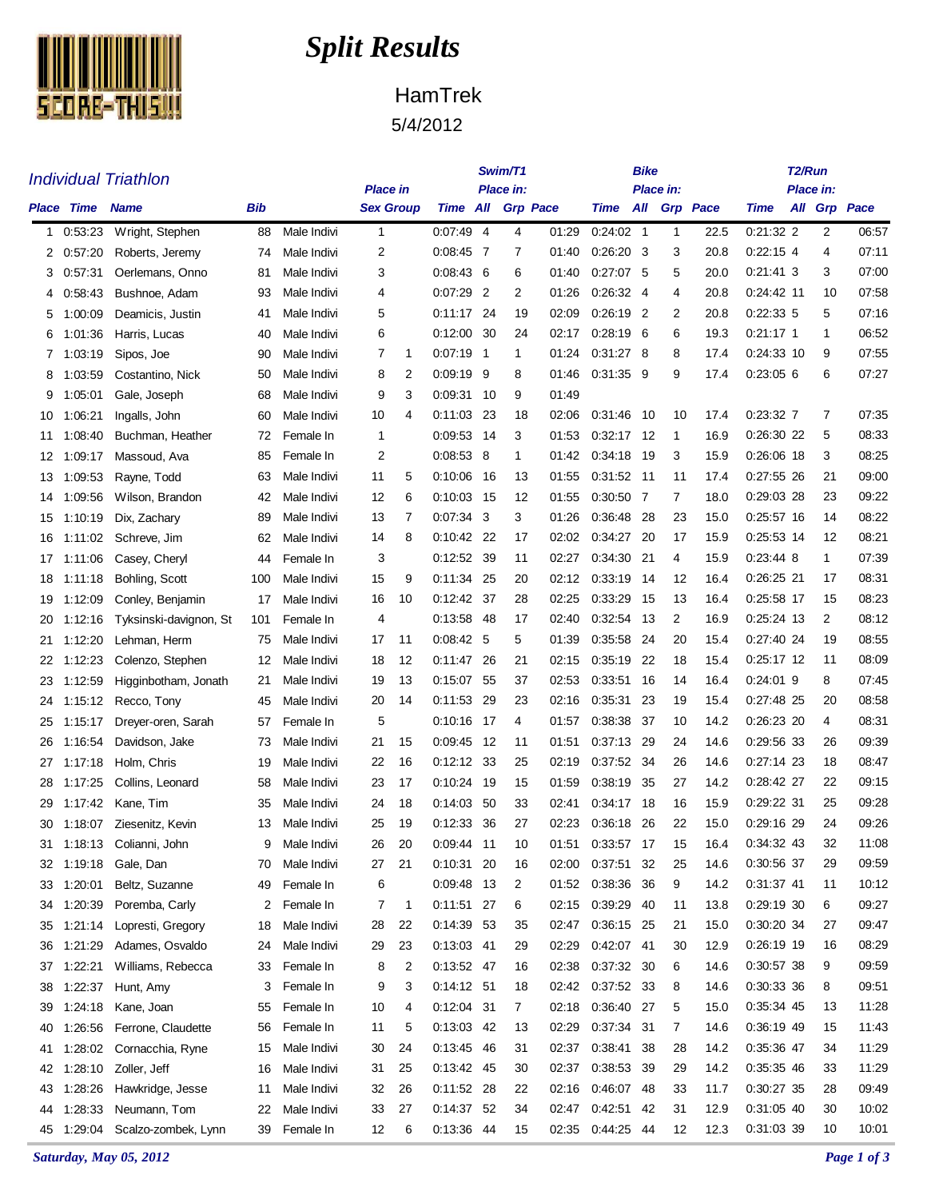# Split Results

## HamTrek

5/4/2012

### Individual Triathlon

| Place | Time | Name | Bib | | Place in Sex | Place in Group | Swim/T1 Time | Swim/T1 Place in: All | Swim/T1 Place in: Grp | Swim/T1 Pace | Bike Time | Bike Place in: All | Bike Place in: Grp | Bike Pace | T2/Run Time | T2/Run Place in: All | T2/Run Place in: Grp | T2/Run Pace |
|---|---|---|---|---|---|---|---|---|---|---|---|---|---|---|---|---|---|---|
| 1 | 0:53:23 | Wright, Stephen | 88 | Male Indivi | 1 | | 0:07:49 | 4 | 4 | 01:29 | 0:24:02 | 1 | 1 | 22.5 | 0:21:32 | 2 | 2 | 06:57 |
| 2 | 0:57:20 | Roberts, Jeremy | 74 | Male Indivi | 2 | | 0:08:45 | 7 | 7 | 01:40 | 0:26:20 | 3 | 3 | 20.8 | 0:22:15 | 4 | 4 | 07:11 |
| 3 | 0:57:31 | Oerlemans, Onno | 81 | Male Indivi | 3 | | 0:08:43 | 6 | 6 | 01:40 | 0:27:07 | 5 | 5 | 20.0 | 0:21:41 | 3 | 3 | 07:00 |
| 4 | 0:58:43 | Bushnoe, Adam | 93 | Male Indivi | 4 | | 0:07:29 | 2 | 2 | 01:26 | 0:26:32 | 4 | 4 | 20.8 | 0:24:42 | 11 | 10 | 07:58 |
| 5 | 1:00:09 | Deamicis, Justin | 41 | Male Indivi | 5 | | 0:11:17 | 24 | 19 | 02:09 | 0:26:19 | 2 | 2 | 20.8 | 0:22:33 | 5 | 5 | 07:16 |
| 6 | 1:01:36 | Harris, Lucas | 40 | Male Indivi | 6 | | 0:12:00 | 30 | 24 | 02:17 | 0:28:19 | 6 | 6 | 19.3 | 0:21:17 | 1 | 1 | 06:52 |
| 7 | 1:03:19 | Sipos, Joe | 90 | Male Indivi | 7 | 1 | 0:07:19 | 1 | 1 | 01:24 | 0:31:27 | 8 | 8 | 17.4 | 0:24:33 | 10 | 9 | 07:55 |
| 8 | 1:03:59 | Costantino, Nick | 50 | Male Indivi | 8 | 2 | 0:09:19 | 9 | 8 | 01:46 | 0:31:35 | 9 | 9 | 17.4 | 0:23:05 | 6 | 6 | 07:27 |
| 9 | 1:05:01 | Gale, Joseph | 68 | Male Indivi | 9 | 3 | 0:09:31 | 10 | 9 | 01:49 | | | | | | | | |
| 10 | 1:06:21 | Ingalls, John | 60 | Male Indivi | 10 | 4 | 0:11:03 | 23 | 18 | 02:06 | 0:31:46 | 10 | 10 | 17.4 | 0:23:32 | 7 | 7 | 07:35 |
| 11 | 1:08:40 | Buchman, Heather | 72 | Female In | 1 | | 0:09:53 | 14 | 3 | 01:53 | 0:32:17 | 12 | 1 | 16.9 | 0:26:30 | 22 | 5 | 08:33 |
| 12 | 1:09:17 | Massoud, Ava | 85 | Female In | 2 | | 0:08:53 | 8 | 1 | 01:42 | 0:34:18 | 19 | 3 | 15.9 | 0:26:06 | 18 | 3 | 08:25 |
| 13 | 1:09:53 | Rayne, Todd | 63 | Male Indivi | 11 | 5 | 0:10:06 | 16 | 13 | 01:55 | 0:31:52 | 11 | 11 | 17.4 | 0:27:55 | 26 | 21 | 09:00 |
| 14 | 1:09:56 | Wilson, Brandon | 42 | Male Indivi | 12 | 6 | 0:10:03 | 15 | 12 | 01:55 | 0:30:50 | 7 | 7 | 18.0 | 0:29:03 | 28 | 23 | 09:22 |
| 15 | 1:10:19 | Dix, Zachary | 89 | Male Indivi | 13 | 7 | 0:07:34 | 3 | 3 | 01:26 | 0:36:48 | 28 | 23 | 15.0 | 0:25:57 | 16 | 14 | 08:22 |
| 16 | 1:11:02 | Schreve, Jim | 62 | Male Indivi | 14 | 8 | 0:10:42 | 22 | 17 | 02:02 | 0:34:27 | 20 | 17 | 15.9 | 0:25:53 | 14 | 12 | 08:21 |
| 17 | 1:11:06 | Casey, Cheryl | 44 | Female In | 3 | | 0:12:52 | 39 | 11 | 02:27 | 0:34:30 | 21 | 4 | 15.9 | 0:23:44 | 8 | 1 | 07:39 |
| 18 | 1:11:18 | Bohling, Scott | 100 | Male Indivi | 15 | 9 | 0:11:34 | 25 | 20 | 02:12 | 0:33:19 | 14 | 12 | 16.4 | 0:26:25 | 21 | 17 | 08:31 |
| 19 | 1:12:09 | Conley, Benjamin | 17 | Male Indivi | 16 | 10 | 0:12:42 | 37 | 28 | 02:25 | 0:33:29 | 15 | 13 | 16.4 | 0:25:58 | 17 | 15 | 08:23 |
| 20 | 1:12:16 | Tyksinski-davignon, St | 101 | Female In | 4 | | 0:13:58 | 48 | 17 | 02:40 | 0:32:54 | 13 | 2 | 16.9 | 0:25:24 | 13 | 2 | 08:12 |
| 21 | 1:12:20 | Lehman, Herm | 75 | Male Indivi | 17 | 11 | 0:08:42 | 5 | 5 | 01:39 | 0:35:58 | 24 | 20 | 15.4 | 0:27:40 | 24 | 19 | 08:55 |
| 22 | 1:12:23 | Colenzo, Stephen | 12 | Male Indivi | 18 | 12 | 0:11:47 | 26 | 21 | 02:15 | 0:35:19 | 22 | 18 | 15.4 | 0:25:17 | 12 | 11 | 08:09 |
| 23 | 1:12:59 | Higginbotham, Jonath | 21 | Male Indivi | 19 | 13 | 0:15:07 | 55 | 37 | 02:53 | 0:33:51 | 16 | 14 | 16.4 | 0:24:01 | 9 | 8 | 07:45 |
| 24 | 1:15:12 | Recco, Tony | 45 | Male Indivi | 20 | 14 | 0:11:53 | 29 | 23 | 02:16 | 0:35:31 | 23 | 19 | 15.4 | 0:27:48 | 25 | 20 | 08:58 |
| 25 | 1:15:17 | Dreyer-oren, Sarah | 57 | Female In | 5 | | 0:10:16 | 17 | 4 | 01:57 | 0:38:38 | 37 | 10 | 14.2 | 0:26:23 | 20 | 4 | 08:31 |
| 26 | 1:16:54 | Davidson, Jake | 73 | Male Indivi | 21 | 15 | 0:09:45 | 12 | 11 | 01:51 | 0:37:13 | 29 | 24 | 14.6 | 0:29:56 | 33 | 26 | 09:39 |
| 27 | 1:17:18 | Holm, Chris | 19 | Male Indivi | 22 | 16 | 0:12:12 | 33 | 25 | 02:19 | 0:37:52 | 34 | 26 | 14.6 | 0:27:14 | 23 | 18 | 08:47 |
| 28 | 1:17:25 | Collins, Leonard | 58 | Male Indivi | 23 | 17 | 0:10:24 | 19 | 15 | 01:59 | 0:38:19 | 35 | 27 | 14.2 | 0:28:42 | 27 | 22 | 09:15 |
| 29 | 1:17:42 | Kane, Tim | 35 | Male Indivi | 24 | 18 | 0:14:03 | 50 | 33 | 02:41 | 0:34:17 | 18 | 16 | 15.9 | 0:29:22 | 31 | 25 | 09:28 |
| 30 | 1:18:07 | Ziesenitz, Kevin | 13 | Male Indivi | 25 | 19 | 0:12:33 | 36 | 27 | 02:23 | 0:36:18 | 26 | 22 | 15.0 | 0:29:16 | 29 | 24 | 09:26 |
| 31 | 1:18:13 | Colianni, John | 9 | Male Indivi | 26 | 20 | 0:09:44 | 11 | 10 | 01:51 | 0:33:57 | 17 | 15 | 16.4 | 0:34:32 | 43 | 32 | 11:08 |
| 32 | 1:19:18 | Gale, Dan | 70 | Male Indivi | 27 | 21 | 0:10:31 | 20 | 16 | 02:00 | 0:37:51 | 32 | 25 | 14.6 | 0:30:56 | 37 | 29 | 09:59 |
| 33 | 1:20:01 | Beltz, Suzanne | 49 | Female In | 6 | | 0:09:48 | 13 | 2 | 01:52 | 0:38:36 | 36 | 9 | 14.2 | 0:31:37 | 41 | 11 | 10:12 |
| 34 | 1:20:39 | Poremba, Carly | 2 | Female In | 7 | 1 | 0:11:51 | 27 | 6 | 02:15 | 0:39:29 | 40 | 11 | 13.8 | 0:29:19 | 30 | 6 | 09:27 |
| 35 | 1:21:14 | Lopresti, Gregory | 18 | Male Indivi | 28 | 22 | 0:14:39 | 53 | 35 | 02:47 | 0:36:15 | 25 | 21 | 15.0 | 0:30:20 | 34 | 27 | 09:47 |
| 36 | 1:21:29 | Adames, Osvaldo | 24 | Male Indivi | 29 | 23 | 0:13:03 | 41 | 29 | 02:29 | 0:42:07 | 41 | 30 | 12.9 | 0:26:19 | 19 | 16 | 08:29 |
| 37 | 1:22:21 | Williams, Rebecca | 33 | Female In | 8 | 2 | 0:13:52 | 47 | 16 | 02:38 | 0:37:32 | 30 | 6 | 14.6 | 0:30:57 | 38 | 9 | 09:59 |
| 38 | 1:22:37 | Hunt, Amy | 3 | Female In | 9 | 3 | 0:14:12 | 51 | 18 | 02:42 | 0:37:52 | 33 | 8 | 14.6 | 0:30:33 | 36 | 8 | 09:51 |
| 39 | 1:24:18 | Kane, Joan | 55 | Female In | 10 | 4 | 0:12:04 | 31 | 7 | 02:18 | 0:36:40 | 27 | 5 | 15.0 | 0:35:34 | 45 | 13 | 11:28 |
| 40 | 1:26:56 | Ferrone, Claudette | 56 | Female In | 11 | 5 | 0:13:03 | 42 | 13 | 02:29 | 0:37:34 | 31 | 7 | 14.6 | 0:36:19 | 49 | 15 | 11:43 |
| 41 | 1:28:02 | Cornacchia, Ryne | 15 | Male Indivi | 30 | 24 | 0:13:45 | 46 | 31 | 02:37 | 0:38:41 | 38 | 28 | 14.2 | 0:35:36 | 47 | 34 | 11:29 |
| 42 | 1:28:10 | Zoller, Jeff | 16 | Male Indivi | 31 | 25 | 0:13:42 | 45 | 30 | 02:37 | 0:38:53 | 39 | 29 | 14.2 | 0:35:35 | 46 | 33 | 11:29 |
| 43 | 1:28:26 | Hawkridge, Jesse | 11 | Male Indivi | 32 | 26 | 0:11:52 | 28 | 22 | 02:16 | 0:46:07 | 48 | 33 | 11.7 | 0:30:27 | 35 | 28 | 09:49 |
| 44 | 1:28:33 | Neumann, Tom | 22 | Male Indivi | 33 | 27 | 0:14:37 | 52 | 34 | 02:47 | 0:42:51 | 42 | 31 | 12.9 | 0:31:05 | 40 | 30 | 10:02 |
| 45 | 1:29:04 | Scalzo-zombek, Lynn | 39 | Female In | 12 | 6 | 0:13:36 | 44 | 15 | 02:35 | 0:44:25 | 44 | 12 | 12.3 | 0:31:03 | 39 | 10 | 10:01 |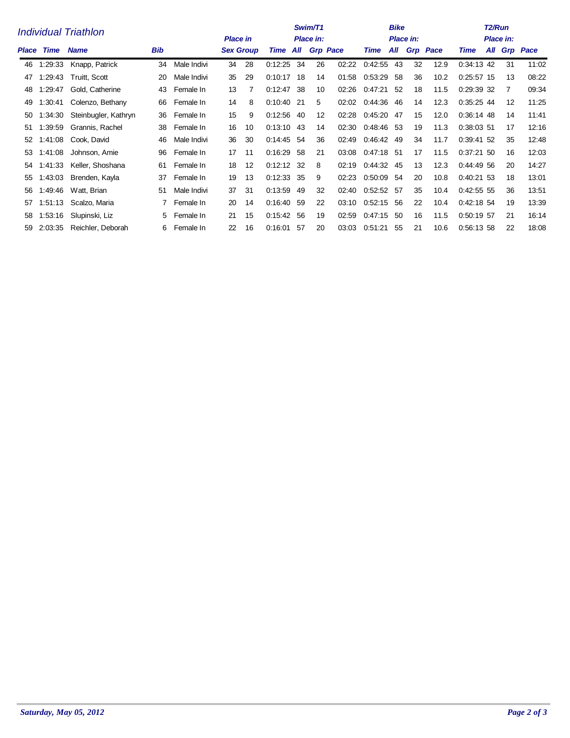## Individual Triathlon

| Place | Time | Name | Bib | | Place in Sex | Place in Group | Swim/T1 Time | Swim/T1 Place in: All | Swim/T1 Place in: Grp | Swim/T1 Pace | Bike Time | Bike Place in: All | Bike Place in: Grp | Bike Pace | T2/Run Time | T2/Run Place in: All | T2/Run Place in: Grp | T2/Run Pace |
|---|---|---|---|---|---|---|---|---|---|---|---|---|---|---|---|---|---|---|
| 46 | 1:29:33 | Knapp, Patrick | 34 | Male Indivi | 34 | 28 | 0:12:25 | 34 | 26 | 02:22 | 0:42:55 | 43 | 32 | 12.9 | 0:34:13 | 42 | 31 | 11:02 |
| 47 | 1:29:43 | Truitt, Scott | 20 | Male Indivi | 35 | 29 | 0:10:17 | 18 | 14 | 01:58 | 0:53:29 | 58 | 36 | 10.2 | 0:25:57 | 15 | 13 | 08:22 |
| 48 | 1:29:47 | Gold, Catherine | 43 | Female In | 13 | 7 | 0:12:47 | 38 | 10 | 02:26 | 0:47:21 | 52 | 18 | 11.5 | 0:29:39 | 32 | 7 | 09:34 |
| 49 | 1:30:41 | Colenzo, Bethany | 66 | Female In | 14 | 8 | 0:10:40 | 21 | 5 | 02:02 | 0:44:36 | 46 | 14 | 12.3 | 0:35:25 | 44 | 12 | 11:25 |
| 50 | 1:34:30 | Steinbugler, Kathryn | 36 | Female In | 15 | 9 | 0:12:56 | 40 | 12 | 02:28 | 0:45:20 | 47 | 15 | 12.0 | 0:36:14 | 48 | 14 | 11:41 |
| 51 | 1:39:59 | Grannis, Rachel | 38 | Female In | 16 | 10 | 0:13:10 | 43 | 14 | 02:30 | 0:48:46 | 53 | 19 | 11.3 | 0:38:03 | 51 | 17 | 12:16 |
| 52 | 1:41:08 | Cook, David | 46 | Male Indivi | 36 | 30 | 0:14:45 | 54 | 36 | 02:49 | 0:46:42 | 49 | 34 | 11.7 | 0:39:41 | 52 | 35 | 12:48 |
| 53 | 1:41:08 | Johnson, Amie | 96 | Female In | 17 | 11 | 0:16:29 | 58 | 21 | 03:08 | 0:47:18 | 51 | 17 | 11.5 | 0:37:21 | 50 | 16 | 12:03 |
| 54 | 1:41:33 | Keller, Shoshana | 61 | Female In | 18 | 12 | 0:12:12 | 32 | 8 | 02:19 | 0:44:32 | 45 | 13 | 12.3 | 0:44:49 | 56 | 20 | 14:27 |
| 55 | 1:43:03 | Brenden, Kayla | 37 | Female In | 19 | 13 | 0:12:33 | 35 | 9 | 02:23 | 0:50:09 | 54 | 20 | 10.8 | 0:40:21 | 53 | 18 | 13:01 |
| 56 | 1:49:46 | Watt, Brian | 51 | Male Indivi | 37 | 31 | 0:13:59 | 49 | 32 | 02:40 | 0:52:52 | 57 | 35 | 10.4 | 0:42:55 | 55 | 36 | 13:51 |
| 57 | 1:51:13 | Scalzo, Maria | 7 | Female In | 20 | 14 | 0:16:40 | 59 | 22 | 03:10 | 0:52:15 | 56 | 22 | 10.4 | 0:42:18 | 54 | 19 | 13:39 |
| 58 | 1:53:16 | Slupinski, Liz | 5 | Female In | 21 | 15 | 0:15:42 | 56 | 19 | 02:59 | 0:47:15 | 50 | 16 | 11.5 | 0:50:19 | 57 | 21 | 16:14 |
| 59 | 2:03:35 | Reichler, Deborah | 6 | Female In | 22 | 16 | 0:16:01 | 57 | 20 | 03:03 | 0:51:21 | 55 | 21 | 10.6 | 0:56:13 | 58 | 22 | 18:08 |

*Saturday, May 05, 2012*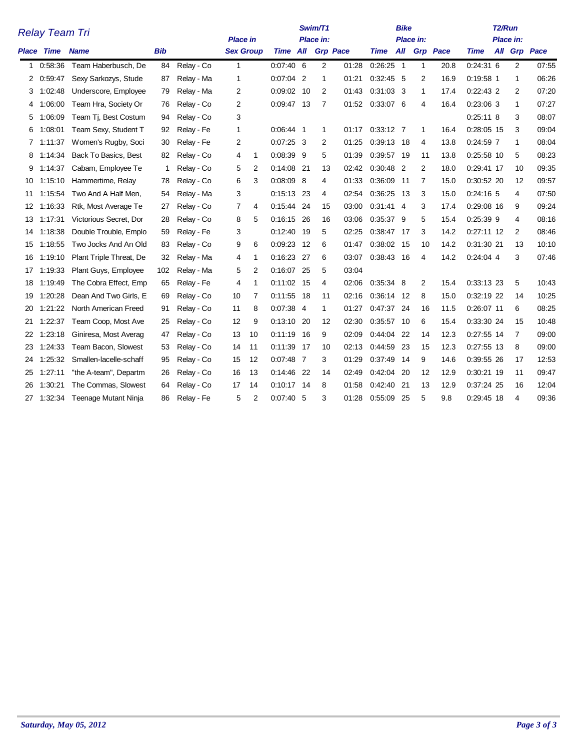## Relay Team Tri

| Place | Time | Name | Bib | | Place in Sex | Place in Group | Swim/T1 Time | Swim/T1 Place in: All | Swim/T1 Place in: Grp | Swim/T1 Pace | Bike Time | Bike Place in: All | Bike Place in: Grp | Bike Pace | T2/Run Time | T2/Run Place in: All | T2/Run Place in: Grp | T2/Run Pace |
|---|---|---|---|---|---|---|---|---|---|---|---|---|---|---|---|---|---|---|
| 1 | 0:58:36 | Team Haberbusch, De | 84 | Relay - Co | 1 | | 0:07:40 | 6 | 2 | 01:28 | 0:26:25 | 1 | 1 | 20.8 | 0:24:31 | 6 | 2 | 07:55 |
| 2 | 0:59:47 | Sexy Sarkozys, Stude | 87 | Relay - Ma | 1 | | 0:07:04 | 2 | 1 | 01:21 | 0:32:45 | 5 | 2 | 16.9 | 0:19:58 | 1 | 1 | 06:26 |
| 3 | 1:02:48 | Underscore, Employee | 79 | Relay - Ma | 2 | | 0:09:02 | 10 | 2 | 01:43 | 0:31:03 | 3 | 1 | 17.4 | 0:22:43 | 2 | 2 | 07:20 |
| 4 | 1:06:00 | Team Hra, Society Or | 76 | Relay - Co | 2 | | 0:09:47 | 13 | 7 | 01:52 | 0:33:07 | 6 | 4 | 16.4 | 0:23:06 | 3 | 1 | 07:27 |
| 5 | 1:06:09 | Team Tj, Best Costum | 94 | Relay - Co | 3 | | | | | | | | | | 0:25:11 | 8 | 3 | 08:07 |
| 6 | 1:08:01 | Team Sexy, Student T | 92 | Relay - Fe | 1 | | 0:06:44 | 1 | 1 | 01:17 | 0:33:12 | 7 | 1 | 16.4 | 0:28:05 | 15 | 3 | 09:04 |
| 7 | 1:11:37 | Women's Rugby, Soci | 30 | Relay - Fe | 2 | | 0:07:25 | 3 | 2 | 01:25 | 0:39:13 | 18 | 4 | 13.8 | 0:24:59 | 7 | 1 | 08:04 |
| 8 | 1:14:34 | Back To Basics, Best | 82 | Relay - Co | 4 | 1 | 0:08:39 | 9 | 5 | 01:39 | 0:39:57 | 19 | 11 | 13.8 | 0:25:58 | 10 | 5 | 08:23 |
| 9 | 1:14:37 | Cabam, Employee Te | 1 | Relay - Co | 5 | 2 | 0:14:08 | 21 | 13 | 02:42 | 0:30:48 | 2 | 2 | 18.0 | 0:29:41 | 17 | 10 | 09:35 |
| 10 | 1:15:10 | Hammertime, Relay | 78 | Relay - Co | 6 | 3 | 0:08:09 | 8 | 4 | 01:33 | 0:36:09 | 11 | 7 | 15.0 | 0:30:52 | 20 | 12 | 09:57 |
| 11 | 1:15:54 | Two And A Half Men, | 54 | Relay - Ma | 3 | | 0:15:13 | 23 | 4 | 02:54 | 0:36:25 | 13 | 3 | 15.0 | 0:24:16 | 5 | 4 | 07:50 |
| 12 | 1:16:33 | Rtk, Most Average Te | 27 | Relay - Co | 7 | 4 | 0:15:44 | 24 | 15 | 03:00 | 0:31:41 | 4 | 3 | 17.4 | 0:29:08 | 16 | 9 | 09:24 |
| 13 | 1:17:31 | Victorious Secret, Dor | 28 | Relay - Co | 8 | 5 | 0:16:15 | 26 | 16 | 03:06 | 0:35:37 | 9 | 5 | 15.4 | 0:25:39 | 9 | 4 | 08:16 |
| 14 | 1:18:38 | Double Trouble, Emplo | 59 | Relay - Fe | 3 | | 0:12:40 | 19 | 5 | 02:25 | 0:38:47 | 17 | 3 | 14.2 | 0:27:11 | 12 | 2 | 08:46 |
| 15 | 1:18:55 | Two Jocks And An Old | 83 | Relay - Co | 9 | 6 | 0:09:23 | 12 | 6 | 01:47 | 0:38:02 | 15 | 10 | 14.2 | 0:31:30 | 21 | 13 | 10:10 |
| 16 | 1:19:10 | Plant Triple Threat, De | 32 | Relay - Ma | 4 | 1 | 0:16:23 | 27 | 6 | 03:07 | 0:38:43 | 16 | 4 | 14.2 | 0:24:04 | 4 | 3 | 07:46 |
| 17 | 1:19:33 | Plant Guys, Employee | 102 | Relay - Ma | 5 | 2 | 0:16:07 | 25 | 5 | 03:04 | | | | | | | | |
| 18 | 1:19:49 | The Cobra Effect, Emp | 65 | Relay - Fe | 4 | 1 | 0:11:02 | 15 | 4 | 02:06 | 0:35:34 | 8 | 2 | 15.4 | 0:33:13 | 23 | 5 | 10:43 |
| 19 | 1:20:28 | Dean And Two Girls, E | 69 | Relay - Co | 10 | 7 | 0:11:55 | 18 | 11 | 02:16 | 0:36:14 | 12 | 8 | 15.0 | 0:32:19 | 22 | 14 | 10:25 |
| 20 | 1:21:22 | North American Freed | 91 | Relay - Co | 11 | 8 | 0:07:38 | 4 | 1 | 01:27 | 0:47:37 | 24 | 16 | 11.5 | 0:26:07 | 11 | 6 | 08:25 |
| 21 | 1:22:37 | Team Coop, Most Ave | 25 | Relay - Co | 12 | 9 | 0:13:10 | 20 | 12 | 02:30 | 0:35:57 | 10 | 6 | 15.4 | 0:33:30 | 24 | 15 | 10:48 |
| 22 | 1:23:18 | Giniresa, Most Averag | 47 | Relay - Co | 13 | 10 | 0:11:19 | 16 | 9 | 02:09 | 0:44:04 | 22 | 14 | 12.3 | 0:27:55 | 14 | 7 | 09:00 |
| 23 | 1:24:33 | Team Bacon, Slowest | 53 | Relay - Co | 14 | 11 | 0:11:39 | 17 | 10 | 02:13 | 0:44:59 | 23 | 15 | 12.3 | 0:27:55 | 13 | 8 | 09:00 |
| 24 | 1:25:32 | Smallen-lacelle-schaff | 95 | Relay - Co | 15 | 12 | 0:07:48 | 7 | 3 | 01:29 | 0:37:49 | 14 | 9 | 14.6 | 0:39:55 | 26 | 17 | 12:53 |
| 25 | 1:27:11 | "the A-team", Departm | 26 | Relay - Co | 16 | 13 | 0:14:46 | 22 | 14 | 02:49 | 0:42:04 | 20 | 12 | 12.9 | 0:30:21 | 19 | 11 | 09:47 |
| 26 | 1:30:21 | The Commas, Slowest | 64 | Relay - Co | 17 | 14 | 0:10:17 | 14 | 8 | 01:58 | 0:42:40 | 21 | 13 | 12.9 | 0:37:24 | 25 | 16 | 12:04 |
| 27 | 1:32:34 | Teenage Mutant Ninja | 86 | Relay - Fe | 5 | 2 | 0:07:40 | 5 | 3 | 01:28 | 0:55:09 | 25 | 5 | 9.8 | 0:29:45 | 18 | 4 | 09:36 |

*Saturday, May 05, 2012*